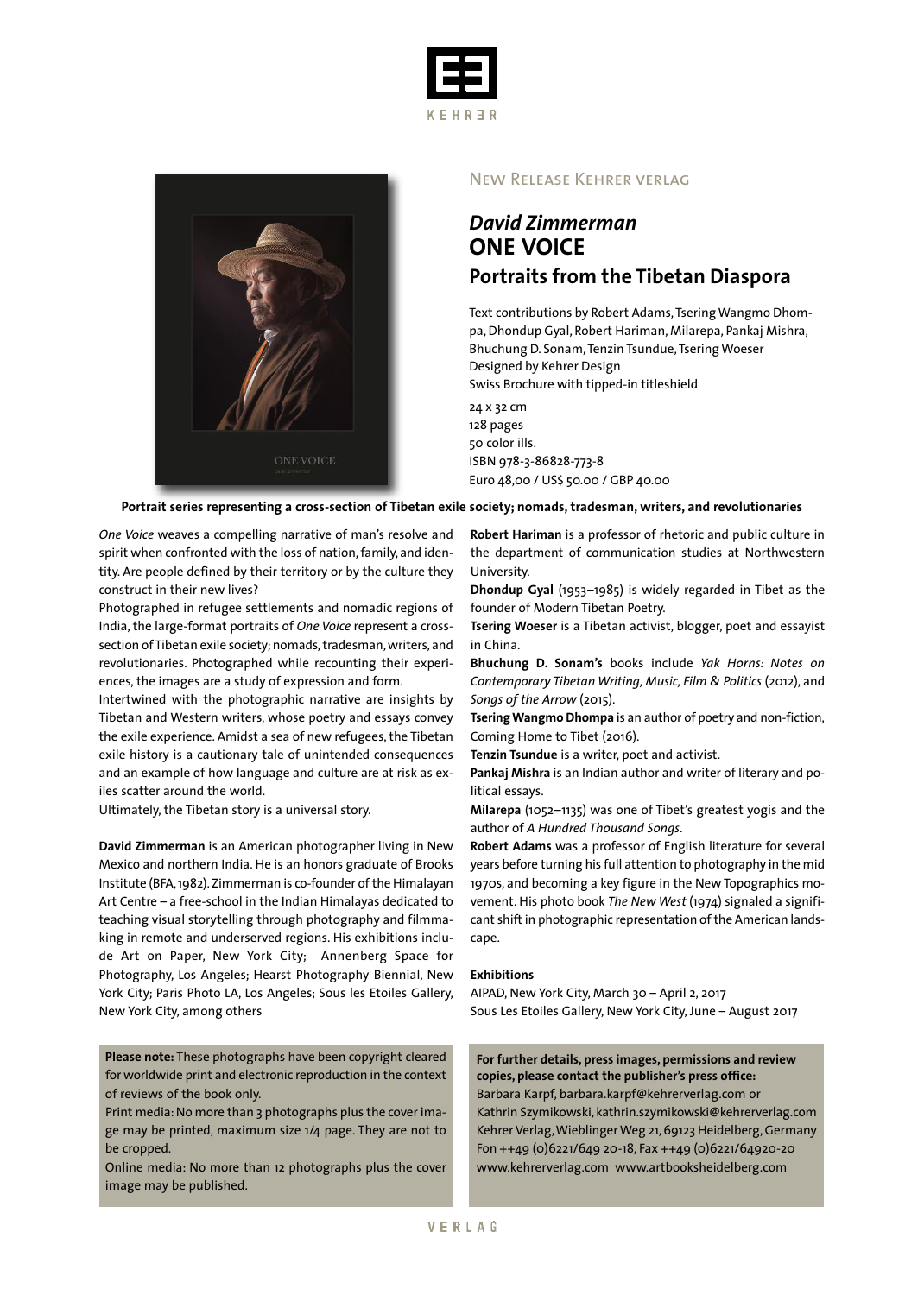New Release Kehrer verlag

# *David Zimmerman*
# ONE VOICE
## Portraits from the Tibetan Diaspora

Text contributions by Robert Adams, Tsering Wangmo Dhompa, Dhondup Gyal, Robert Hariman, Milarepa, Pankaj Mishra, Bhuchung D. Sonam, Tenzin Tsundue, Tsering Woeser
Designed by Kehrer Design
Swiss Brochure with tipped-in titleshield

24 x 32 cm
128 pages
50 color ills.
ISBN 978-3-86828-773-8
Euro 48,00 / US$ 50.00 / GBP 40.00

**Portrait series representing a cross-section of Tibetan exile society; nomads, tradesman, writers, and revolutionaries**

*One Voice* weaves a compelling narrative of man's resolve and spirit when confronted with the loss of nation, family, and identity. Are people defined by their territory or by the culture they construct in their new lives?

Photographed in refugee settlements and nomadic regions of India, the large-format portraits of *One Voice* represent a cross-section of Tibetan exile society; nomads, tradesman, writers, and revolutionaries. Photographed while recounting their experiences, the images are a study of expression and form.

Intertwined with the photographic narrative are insights by Tibetan and Western writers, whose poetry and essays convey the exile experience. Amidst a sea of new refugees, the Tibetan exile history is a cautionary tale of unintended consequences and an example of how language and culture are at risk as exiles scatter around the world.

Ultimately, the Tibetan story is a universal story.

**David Zimmerman** is an American photographer living in New Mexico and northern India. He is an honors graduate of Brooks Institute (BFA, 1982). Zimmerman is co-founder of the Himalayan Art Centre – a free-school in the Indian Himalayas dedicated to teaching visual storytelling through photography and filmmaking in remote and underserved regions. His exhibitions include Art on Paper, New York City; Annenberg Space for Photography, Los Angeles; Hearst Photography Biennial, New York City; Paris Photo LA, Los Angeles; Sous les Etoiles Gallery, New York City, among others

**Robert Hariman** is a professor of rhetoric and public culture in the department of communication studies at Northwestern University.

**Dhondup Gyal** (1953–1985) is widely regarded in Tibet as the founder of Modern Tibetan Poetry.

**Tsering Woeser** is a Tibetan activist, blogger, poet and essayist in China.

**Bhuchung D. Sonam's** books include *Yak Horns: Notes on Contemporary Tibetan Writing, Music, Film & Politics* (2012), and *Songs of the Arrow* (2015).

**Tsering Wangmo Dhompa** is an author of poetry and non-fiction, Coming Home to Tibet (2016).

**Tenzin Tsundue** is a writer, poet and activist.

**Pankaj Mishra** is an Indian author and writer of literary and political essays.

**Milarepa** (1052–1135) was one of Tibet's greatest yogis and the author of *A Hundred Thousand Songs*.

**Robert Adams** was a professor of English literature for several years before turning his full attention to photography in the mid 1970s, and becoming a key figure in the New Topographics movement. His photo book *The New West* (1974) signaled a significant shift in photographic representation of the American landscape.

**Exhibitions**
AIPAD, New York City, March 30 – April 2, 2017
Sous Les Etoiles Gallery, New York City, June – August 2017

**Please note:** These photographs have been copyright cleared for worldwide print and electronic reproduction in the context of reviews of the book only.
Print media: No more than 3 photographs plus the cover image may be printed, maximum size 1/4 page. They are not to be cropped.
Online media: No more than 12 photographs plus the cover image may be published.

**For further details, press images, permissions and review copies, please contact the publisher's press office:**
Barbara Karpf, barbara.karpf@kehrerverlag.com or
Kathrin Szymikowski, kathrin.szymikowski@kehrerverlag.com
Kehrer Verlag, Wieblinger Weg 21, 69123 Heidelberg, Germany
Fon ++49 (0)6221/649 20-18, Fax ++49 (0)6221/64920-20
www.kehrerverlag.com www.artbooksheidelberg.com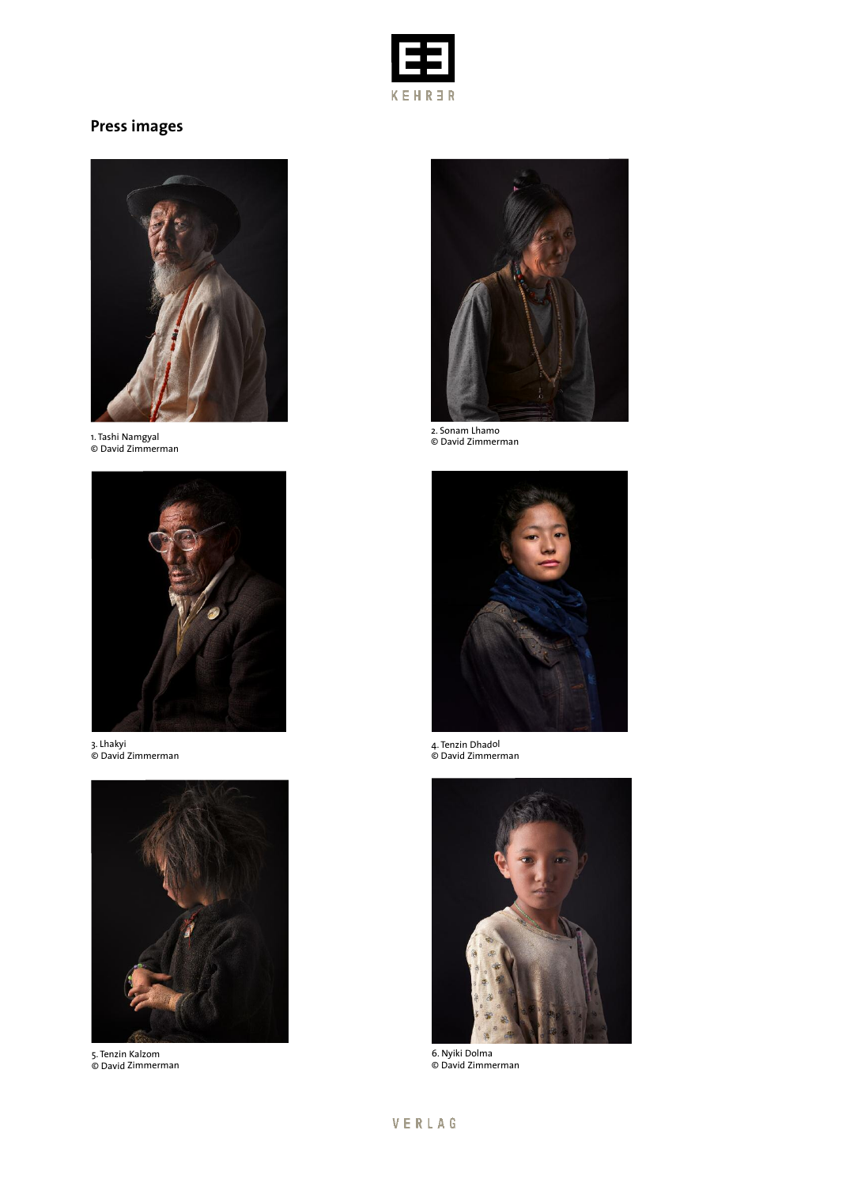## Press images

1. Tashi Namgyal
© David Zimmerman

2. Sonam Lhamo
© David Zimmerman

3. Lhakyi
© David Zimmerman

4. Tenzin Dhadol
© David Zimmerman

5. Tenzin Kalzom
© David Zimmerman

6. Nyiki Dolma
© David Zimmerman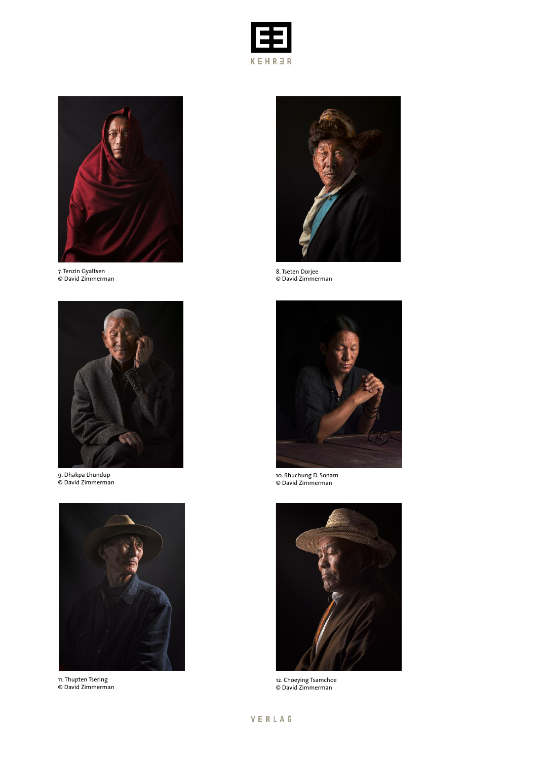7. Tenzin Gyaltsen
© David Zimmerman

8. Tseten Dorjee
© David Zimmerman

9. Dhakpa Lhundup
© David Zimmerman

10. Bhuchung D. Sonam
© David Zimmerman

11. Thupten Tsering
© David Zimmerman

12. Choeying Tsamchoe
© David Zimmerman